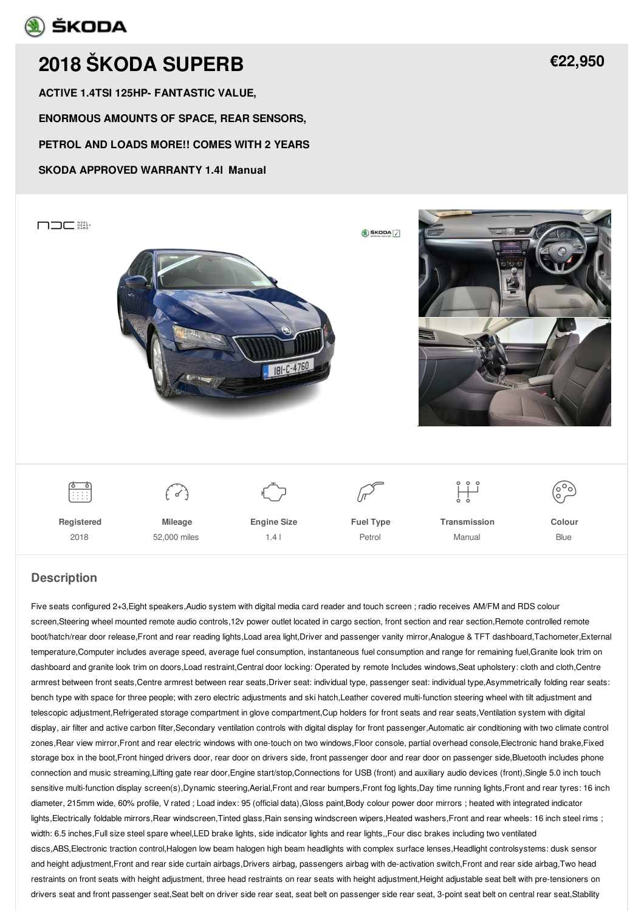# 2018 ŠKODA SUPERB

**€22,950**

**ACTIVE 1.4TSI 125HP- FANTASTIC VALUE,**

**ENORMOUS AMOUNTS OF SPACE, REAR SENSORS,**

**PETROL AND LOADS MORE!! COMES WITH 2 YEARS**

**SKODA APPROVED WARRANTY 1.4l Manual**

| Registered | Mileage | Engine Size | Fuel Type | Transmission | Colour |
|---|---|---|---|---|---|
| 2018 | 52,000 miles | 1.4 l | Petrol | Manual | Blue |

## Description

Five seats configured 2+3,Eight speakers,Audio system with digital media card reader and touch screen ; radio receives AM/FM and RDS colour screen,Steering wheel mounted remote audio controls,12v power outlet located in cargo section, front section and rear section,Remote controlled remote boot/hatch/rear door release,Front and rear reading lights,Load area light,Driver and passenger vanity mirror,Analogue & TFT dashboard,Tachometer,External temperature,Computer includes average speed, average fuel consumption, instantaneous fuel consumption and range for remaining fuel,Granite look trim on dashboard and granite look trim on doors,Load restraint,Central door locking: Operated by remote Includes windows,Seat upholstery: cloth and cloth,Centre armrest between front seats,Centre armrest between rear seats,Driver seat: individual type, passenger seat: individual type,Asymmetrically folding rear seats: bench type with space for three people; with zero electric adjustments and ski hatch,Leather covered multi-function steering wheel with tilt adjustment and telescopic adjustment,Refrigerated storage compartment in glove compartment,Cup holders for front seats and rear seats,Ventilation system with digital display, air filter and active carbon filter,Secondary ventilation controls with digital display for front passenger,Automatic air conditioning with two climate control zones,Rear view mirror,Front and rear electric windows with one-touch on two windows,Floor console, partial overhead console,Electronic hand brake,Fixed storage box in the boot,Front hinged drivers door, rear door on drivers side, front passenger door and rear door on passenger side,Bluetooth includes phone connection and music streaming,Lifting gate rear door,Engine start/stop,Connections for USB (front) and auxiliary audio devices (front),Single 5.0 inch touch sensitive multi-function display screen(s),Dynamic steering,Aerial,Front and rear bumpers,Front fog lights,Day time running lights,Front and rear tyres: 16 inch diameter, 215mm wide, 60% profile, V rated ; Load index: 95 (official data),Gloss paint,Body colour power door mirrors ; heated with integrated indicator lights,Electrically foldable mirrors,Rear windscreen,Tinted glass,Rain sensing windscreen wipers,Heated washers,Front and rear wheels: 16 inch steel rims ; width: 6.5 inches,Full size steel spare wheel,LED brake lights, side indicator lights and rear lights,,Four disc brakes including two ventilated discs,ABS,Electronic traction control,Halogen low beam halogen high beam headlights with complex surface lenses,Headlight controlsystems: dusk sensor and height adjustment,Front and rear side curtain airbags,Drivers airbag, passengers airbag with de-activation switch,Front and rear side airbag,Two head restraints on front seats with height adjustment, three head restraints on rear seats with height adjustment,Height adjustable seat belt with pre-tensioners on drivers seat and front passenger seat,Seat belt on driver side rear seat, seat belt on passenger side rear seat, 3-point seat belt on central rear seat,Stability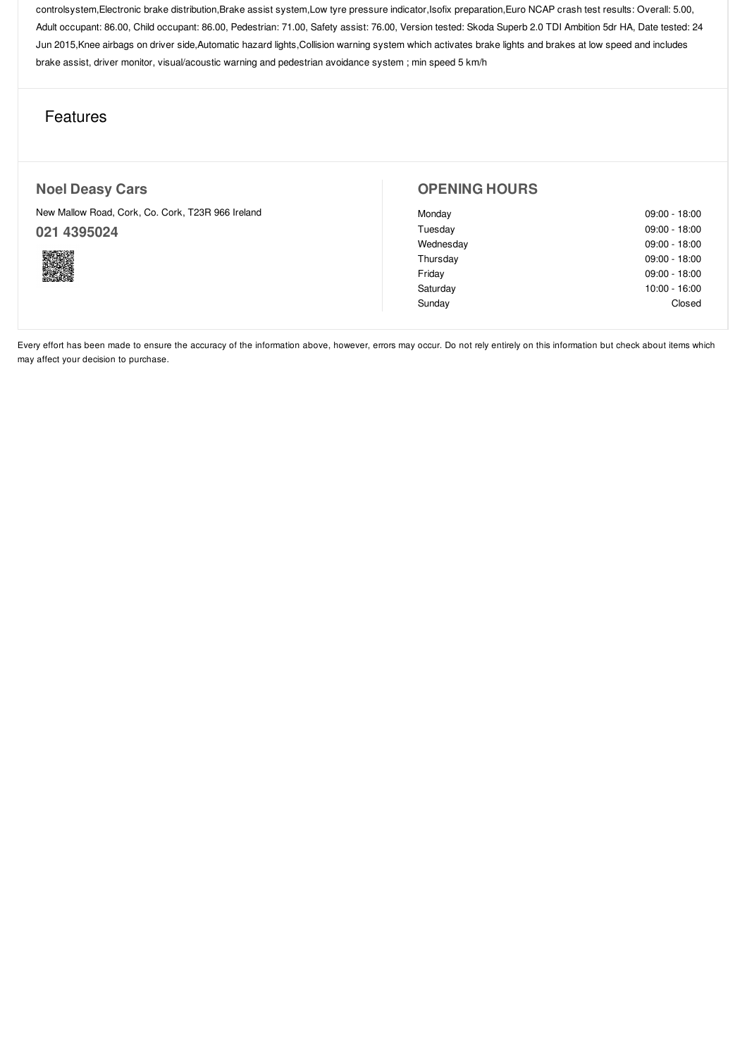controlsystem,Electronic brake distribution,Brake assist system,Low tyre pressure indicator,Isofix preparation,Euro NCAP crash test results: Overall: 5.00, Adult occupant: 86.00, Child occupant: 86.00, Pedestrian: 71.00, Safety assist: 76.00, Version tested: Skoda Superb 2.0 TDI Ambition 5dr HA, Date tested: 24 Jun 2015,Knee airbags on driver side,Automatic hazard lights,Collision warning system which activates brake lights and brakes at low speed and includes brake assist, driver monitor, visual/acoustic warning and pedestrian avoidance system ; min speed 5 km/h

## Features

### Noel Deasy Cars

New Mallow Road, Cork, Co. Cork, T23R 966 Ireland

**021 4395024**

### OPENING HOURS

| | |
|---|---|
| Monday | 09:00 - 18:00 |
| Tuesday | 09:00 - 18:00 |
| Wednesday | 09:00 - 18:00 |
| Thursday | 09:00 - 18:00 |
| Friday | 09:00 - 18:00 |
| Saturday | 10:00 - 16:00 |
| Sunday | Closed |

Every effort has been made to ensure the accuracy of the information above, however, errors may occur. Do not rely entirely on this information but check about items which may affect your decision to purchase.